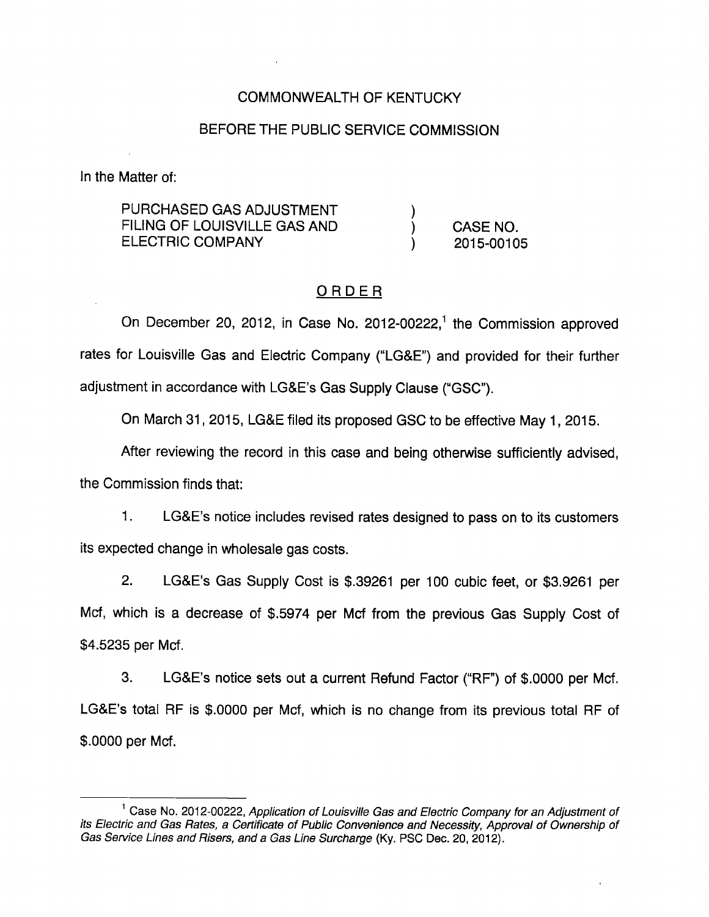COMMONWEALTH OF KENTUCKY

BEFORE THE PUBLIC SERVICE COMMISSION

In the Matter of:

| | | |
|---|---|---|
| PURCHASED GAS ADJUSTMENT FILING OF LOUISVILLE GAS AND ELECTRIC COMPANY | ) ) ) | CASE NO. 2015-00105 |

## ORDER

On December 20, 2012, in Case No. 2012-00222,[1] the Commission approved rates for Louisville Gas and Electric Company ("LG&E") and provided for their further adjustment in accordance with LG&E's Gas Supply Clause ("GSC").

On March 31, 2015, LG&E filed its proposed GSC to be effective May 1, 2015.

After reviewing the record in this case and being otherwise sufficiently advised, the Commission finds that:

1. LG&E's notice includes revised rates designed to pass on to its customers its expected change in wholesale gas costs.

2. LG&E's Gas Supply Cost is $.39261 per 100 cubic feet, or $3.9261 per Mcf, which is a decrease of $.5974 per Mcf from the previous Gas Supply Cost of $4.5235 per Mcf.

3. LG&E's notice sets out a current Refund Factor ("RF") of $.0000 per Mcf. LG&E's total RF is $.0000 per Mcf, which is no change from its previous total RF of $.0000 per Mcf.

---

[1] Case No. 2012-00222, *Application of Louisville Gas and Electric Company for an Adjustment of its Electric and Gas Rates, a Certificate of Public Convenience and Necessity, Approval of Ownership of Gas Service Lines and Risers, and a Gas Line Surcharge* (Ky. PSC Dec. 20, 2012).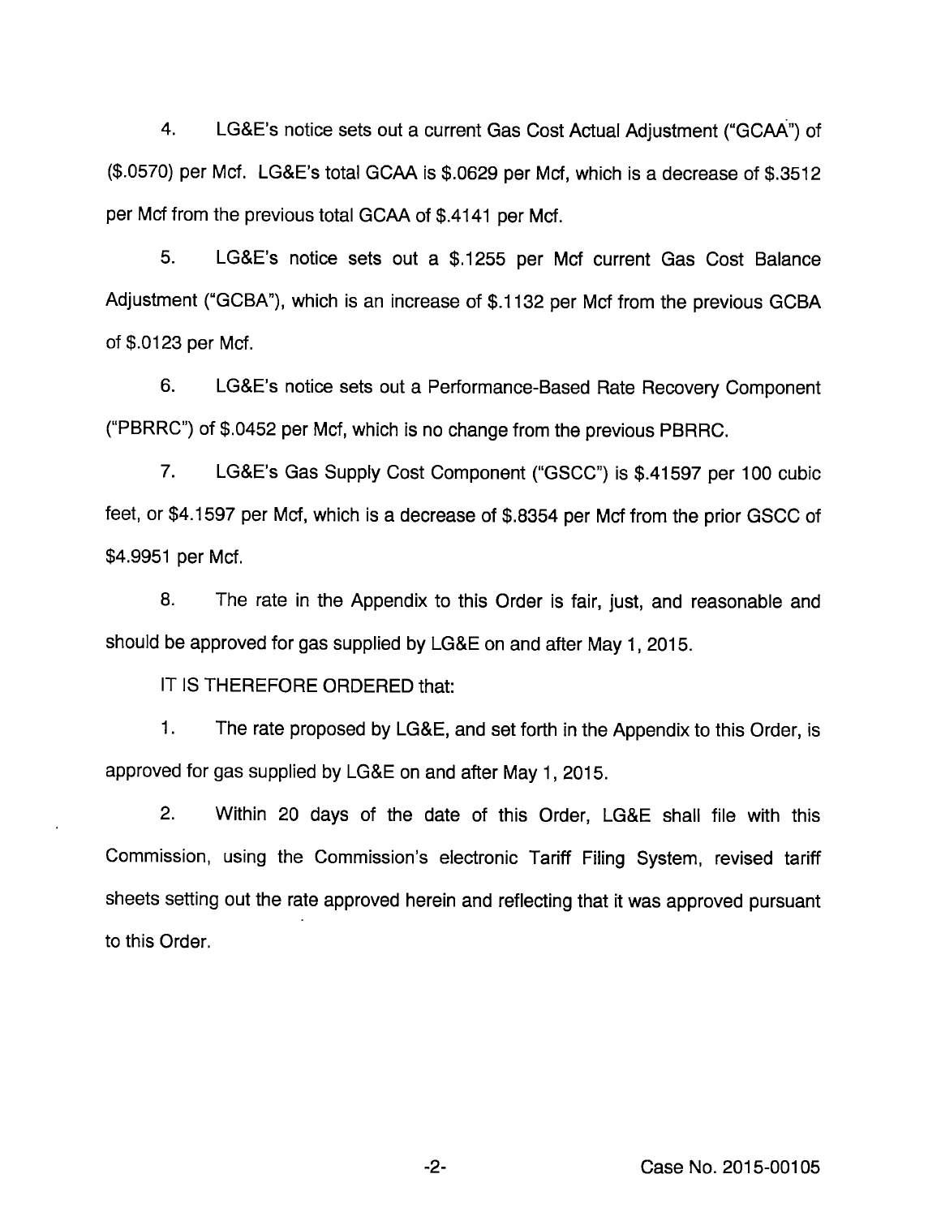4. LG&E's notice sets out a current Gas Cost Actual Adjustment ("GCAA") of ($.0570) per Mcf. LG&E's total GCAA is $.0629 per Mcf, which is a decrease of $.3512 per Mcf from the previous total GCAA of $.4141 per Mcf.

5. LG&E's notice sets out a $.1255 per Mcf current Gas Cost Balance Adjustment ("GCBA"), which is an increase of $.1132 per Mcf from the previous GCBA of $.0123 per Mcf.

6. LG&E's notice sets out a Performance-Based Rate Recovery Component ("PBRRC") of $.0452 per Mcf, which is no change from the previous PBRRC.

7. LG&E's Gas Supply Cost Component ("GSCC") is $.41597 per 100 cubic feet, or $4.1597 per Mcf, which is a decrease of $.8354 per Mcf from the prior GSCC of $4.9951 per Mcf.

8. The rate in the Appendix to this Order is fair, just, and reasonable and should be approved for gas supplied by LG&E on and after May 1, 2015.

IT IS THEREFORE ORDERED that:

1. The rate proposed by LG&E, and set forth in the Appendix to this Order, is approved for gas supplied by LG&E on and after May 1, 2015.

2. Within 20 days of the date of this Order, LG&E shall file with this Commission, using the Commission's electronic Tariff Filing System, revised tariff sheets setting out the rate approved herein and reflecting that it was approved pursuant to this Order.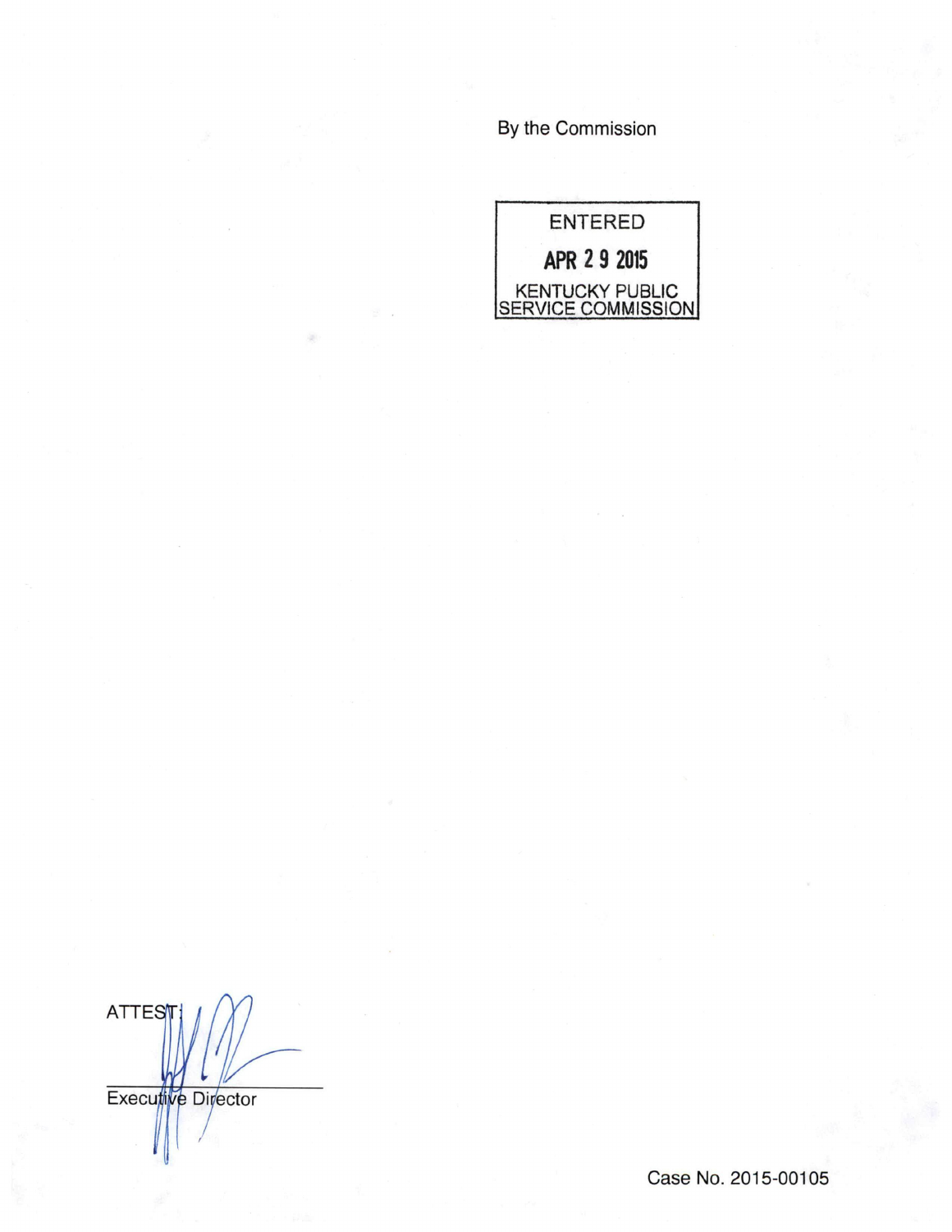By the Commission

ENTERED

APR 29 2015

KENTUCKY PUBLIC SERVICE COMMISSION

ATTEST:

Executive Director

Case No. 2015-00105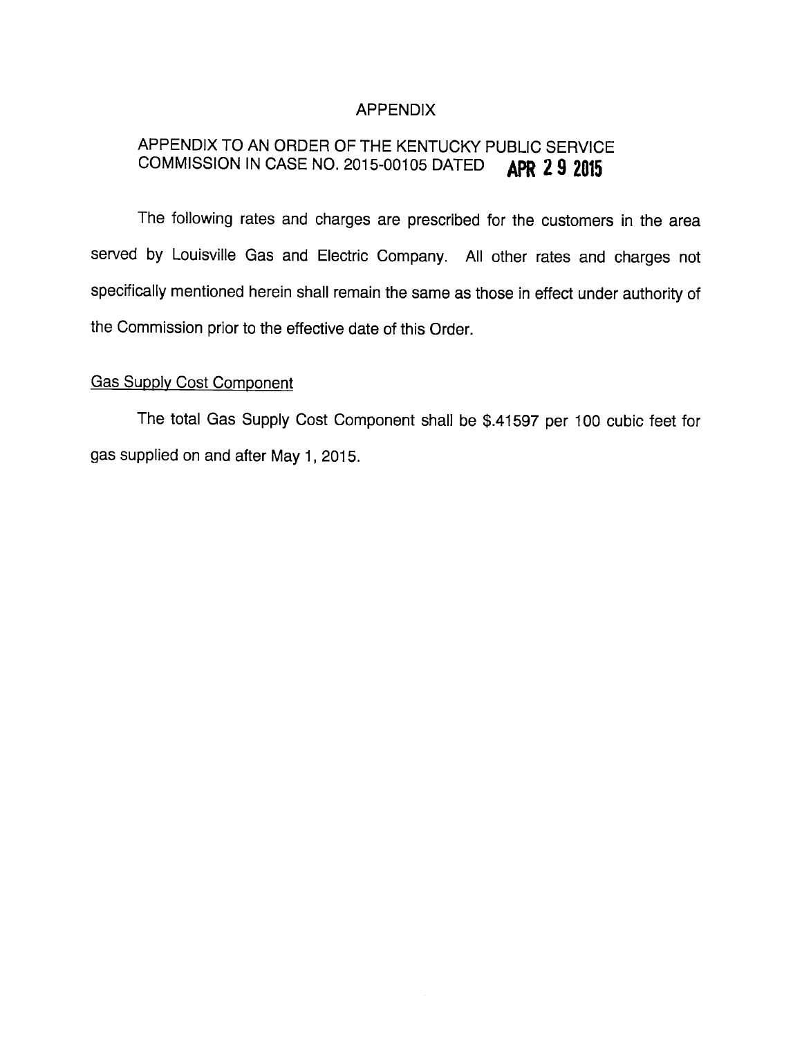# APPENDIX

## APPENDIX TO AN ORDER OF THE KENTUCKY PUBLIC SERVICE COMMISSION IN CASE NO. 2015-00105 DATED **APR 29 2015**

The following rates and charges are prescribed for the customers in the area served by Louisville Gas and Electric Company. All other rates and charges not specifically mentioned herein shall remain the same as those in effect under authority of the Commission prior to the effective date of this Order.

### Gas Supply Cost Component

The total Gas Supply Cost Component shall be $.41597 per 100 cubic feet for gas supplied on and after May 1, 2015.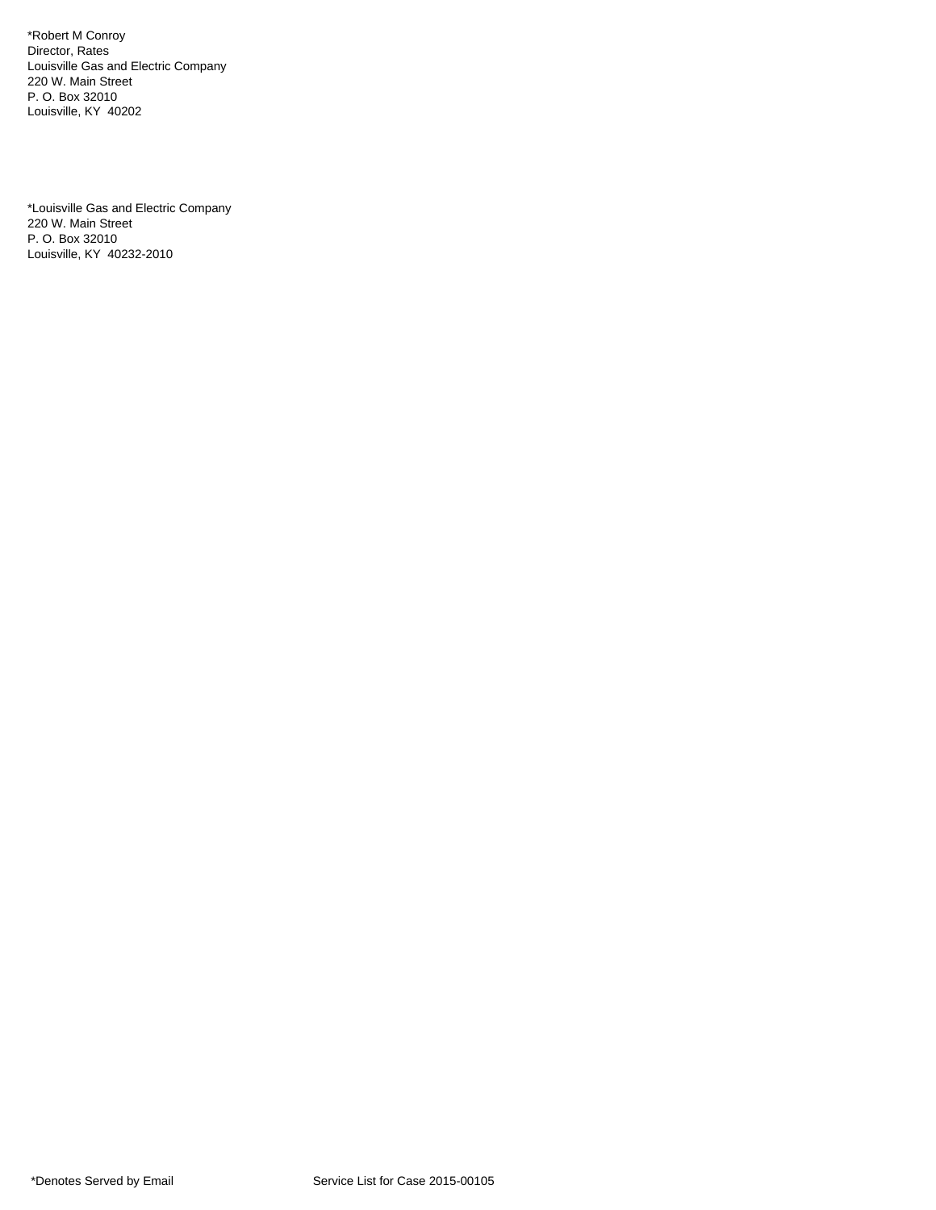*Robert M Conroy
Director, Rates
Louisville Gas and Electric Company
220 W. Main Street
P. O. Box 32010
Louisville, KY  40202

*Louisville Gas and Electric Company
220 W. Main Street
P. O. Box 32010
Louisville, KY  40232-2010